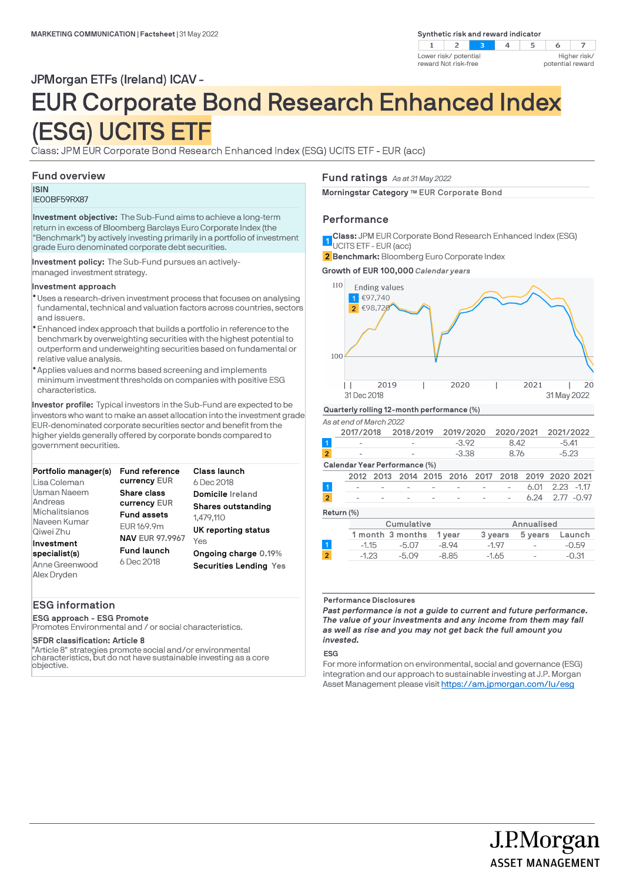MARKETING COMMUNICATION | Factsheet | 31 May 2022

**Synthetic risk and reward indicator**

| 1 | 2 | 3 | 4 | 5 | 6 | 7 |
|---|---|---|---|---|---|---|

Lower risk/ potential reward Not risk-free — Higher risk/ potential reward

JPMorgan ETFs (Ireland) ICAV -

# EUR Corporate Bond Research Enhanced Index (ESG) UCITS ETF

Class: JPM EUR Corporate Bond Research Enhanced Index (ESG) UCITS ETF - EUR (acc)

## Fund overview

**ISIN**
IE00BF59RX87

**Investment objective:** The Sub-Fund aims to achieve a long-term return in excess of Bloomberg Barclays Euro Corporate Index (the "Benchmark") by actively investing primarily in a portfolio of investment grade Euro denominated corporate debt securities.

**Investment policy:** The Sub-Fund pursues an actively-managed investment strategy.

**Investment approach**

- Uses a research-driven investment process that focuses on analysing fundamental, technical and valuation factors across countries, sectors and issuers.
- Enhanced index approach that builds a portfolio in reference to the benchmark by overweighting securities with the highest potential to outperform and underweighting securities based on fundamental or relative value analysis.
- Applies values and norms based screening and implements minimum investment thresholds on companies with positive ESG characteristics.

**Investor profile:** Typical investors in the Sub-Fund are expected to be investors who want to make an asset allocation into the investment grade EUR-denominated corporate securities sector and benefit from the higher yields generally offered by corporate bonds compared to government securities.

**Portfolio manager(s)**
Lisa Coleman
Usman Naeem
Andreas Michalitsianos
Naveen Kumar
Qiwei Zhu

**Investment specialist(s)**
Anne Greenwood
Alex Dryden

**Fund reference currency** EUR

**Share class currency** EUR

**Fund assets**
EUR 169.9m

**NAV** EUR 97.9967

**Fund launch**
6 Dec 2018

**Class launch**
6 Dec 2018

**Domicile** Ireland

**Shares outstanding**
1,479,110

**UK reporting status**
Yes

**Ongoing charge** 0.19%

**Securities Lending** Yes

## ESG information

**ESG approach - ESG Promote**
Promotes Environmental and / or social characteristics.

**SFDR classification: Article 8**
"Article 8" strategies promote social and/or environmental characteristics, but do not have sustainable investing as a core objective.

## Fund ratings *As at 31 May 2022*

**Morningstar Category ™** EUR Corporate Bond

## Performance

1 **Class:** JPM EUR Corporate Bond Research Enhanced Index (ESG) UCITS ETF - EUR (acc)

2 **Benchmark:** Bloomberg Euro Corporate Index

**Growth of EUR 100,000** *Calendar years*

Ending values
1 €97,740
2 €98,720

31 Dec 2018 — 31 May 2022

**Quarterly rolling 12-month performance (%)**

*As at end of March 2022*

| | 2017/2018 | 2018/2019 | 2019/2020 | 2020/2021 | 2021/2022 |
|---|---|---|---|---|---|
| 1 | - | - | -3.92 | 8.42 | -5.41 |
| 2 | - | - | -3.38 | 8.76 | -5.23 |

**Calendar Year Performance (%)**

| | 2012 | 2013 | 2014 | 2015 | 2016 | 2017 | 2018 | 2019 | 2020 | 2021 |
|---|---|---|---|---|---|---|---|---|---|---|
| 1 | - | - | - | - | - | - | - | 6.01 | 2.23 | -1.17 |
| 2 | - | - | - | - | - | - | - | 6.24 | 2.77 | -0.97 |

**Return (%)**

| | Cumulative | | | Annualised | | |
|---|---|---|---|---|---|---|
| | 1 month | 3 months | 1 year | 3 years | 5 years | Launch |
| 1 | -1.15 | -5.07 | -8.94 | -1.97 | - | -0.59 |
| 2 | -1.23 | -5.09 | -8.85 | -1.65 | - | -0.31 |

**Performance Disclosures**

***Past performance is not a guide to current and future performance. The value of your investments and any income from them may fall as well as rise and you may not get back the full amount you invested.***

**ESG**

For more information on environmental, social and governance (ESG) integration and our approach to sustainable investing at J.P. Morgan Asset Management please visit https://am.jpmorgan.com/lu/esg

J.P.Morgan
ASSET MANAGEMENT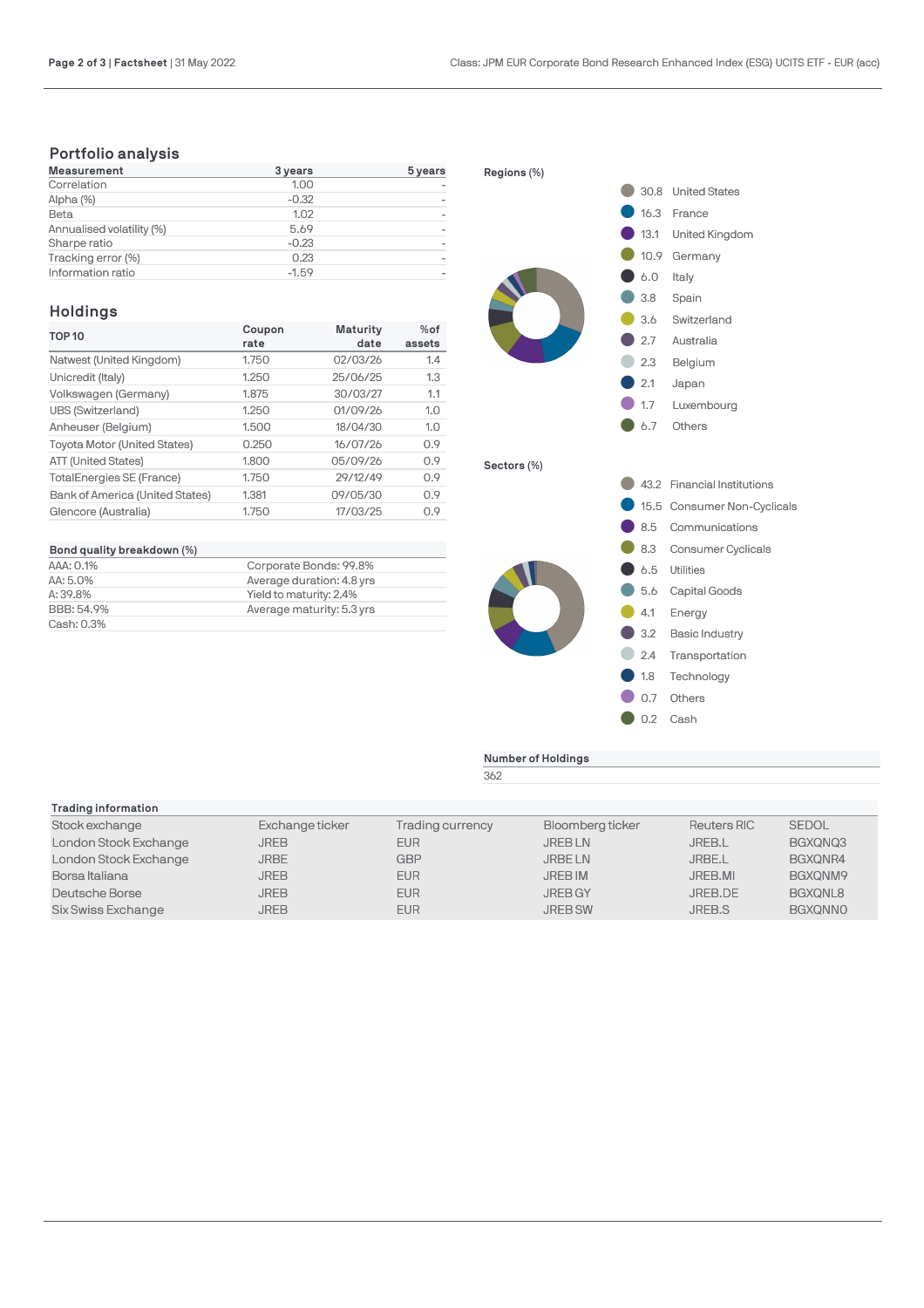## Portfolio analysis

| Measurement | 3 years | 5 years |
|---|---|---|
| Correlation | 1.00 | - |
| Alpha (%) | -0.32 | - |
| Beta | 1.02 | - |
| Annualised volatility (%) | 5.69 | - |
| Sharpe ratio | -0.23 | - |
| Tracking error (%) | 0.23 | - |
| Information ratio | -1.59 | - |

## Holdings

| TOP 10 | Coupon rate | Maturity date | %of assets |
|---|---|---|---|
| Natwest (United Kingdom) | 1.750 | 02/03/26 | 1.4 |
| Unicredit (Italy) | 1.250 | 25/06/25 | 1.3 |
| Volkswagen (Germany) | 1.875 | 30/03/27 | 1.1 |
| UBS (Switzerland) | 1.250 | 01/09/26 | 1.0 |
| Anheuser (Belgium) | 1.500 | 18/04/30 | 1.0 |
| Toyota Motor (United States) | 0.250 | 16/07/26 | 0.9 |
| ATT (United States) | 1.800 | 05/09/26 | 0.9 |
| TotalEnergies SE (France) | 1.750 | 29/12/49 | 0.9 |
| Bank of America (United States) | 1.381 | 09/05/30 | 0.9 |
| Glencore (Australia) | 1.750 | 17/03/25 | 0.9 |

**Bond quality breakdown (%)**

| | |
|---|---|
| AAA: 0.1% | Corporate Bonds: 99.8% |
| AA: 5.0% | Average duration: 4.8 yrs |
| A: 39.8% | Yield to maturity: 2.4% |
| BBB: 54.9% | Average maturity: 5.3 yrs |
| Cash: 0.3% | |

**Regions (%)**

| % | Region |
|---|---|
| 30.8 | United States |
| 16.3 | France |
| 13.1 | United Kingdom |
| 10.9 | Germany |
| 6.0 | Italy |
| 3.8 | Spain |
| 3.6 | Switzerland |
| 2.7 | Australia |
| 2.3 | Belgium |
| 2.1 | Japan |
| 1.7 | Luxembourg |
| 6.7 | Others |

**Sectors (%)**

| % | Sector |
|---|---|
| 43.2 | Financial Institutions |
| 15.5 | Consumer Non-Cyclicals |
| 8.5 | Communications |
| 8.3 | Consumer Cyclicals |
| 6.5 | Utilities |
| 5.6 | Capital Goods |
| 4.1 | Energy |
| 3.2 | Basic Industry |
| 2.4 | Transportation |
| 1.8 | Technology |
| 0.7 | Others |
| 0.2 | Cash |

**Number of Holdings**

362

**Trading information**

| Stock exchange | Exchange ticker | Trading currency | Bloomberg ticker | Reuters RIC | SEDOL |
|---|---|---|---|---|---|
| London Stock Exchange | JREB | EUR | JREB LN | JREB.L | BGXQNQ3 |
| London Stock Exchange | JRBE | GBP | JRBE LN | JRBE.L | BGXQNR4 |
| Borsa Italiana | JREB | EUR | JREB IM | JREB.MI | BGXQNM9 |
| Deutsche Borse | JREB | EUR | JREB GY | JREB.DE | BGXQNL8 |
| Six Swiss Exchange | JREB | EUR | JREB SW | JREB.S | BGXQNN0 |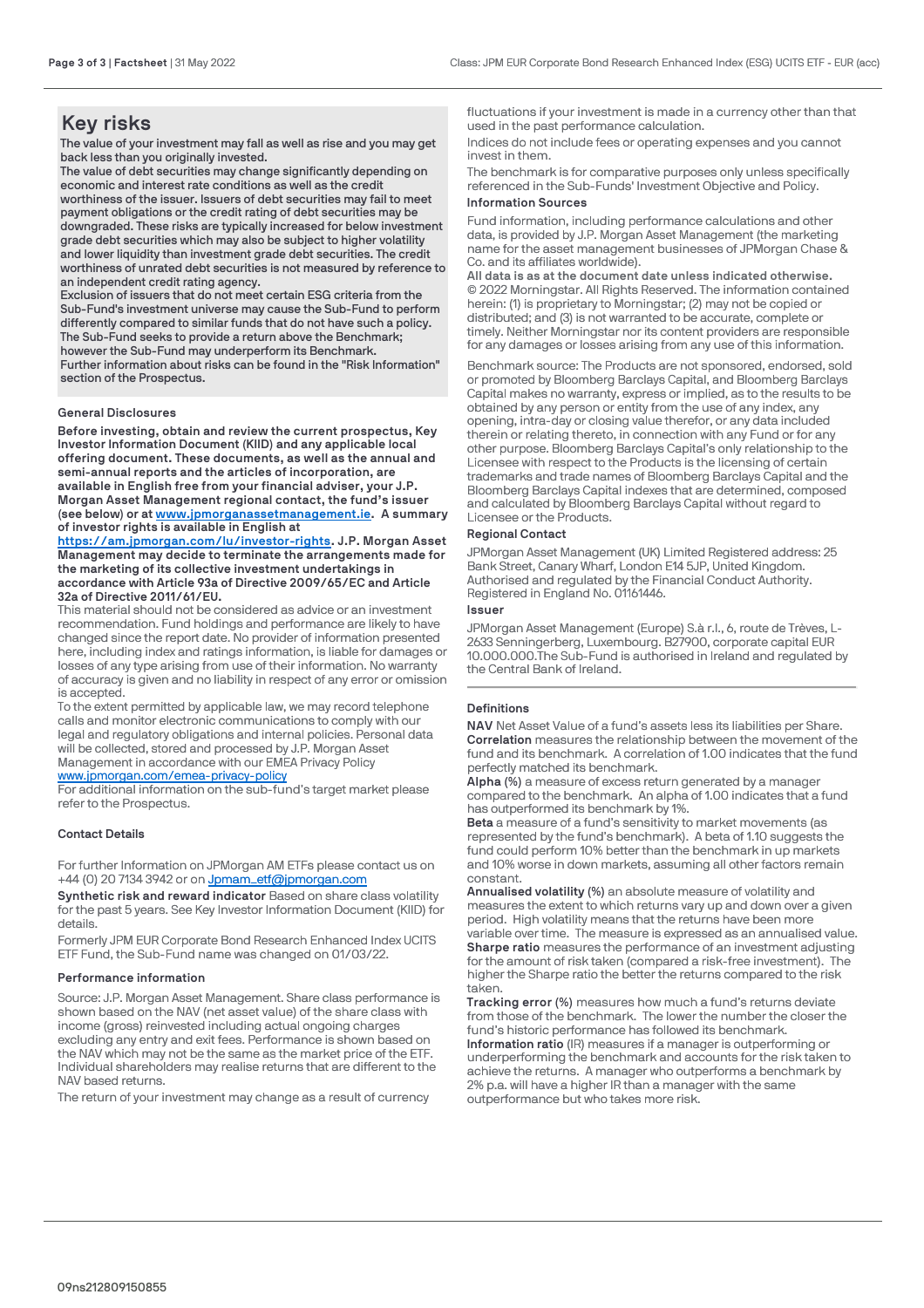## Key risks

The value of your investment may fall as well as rise and you may get back less than you originally invested.
The value of debt securities may change significantly depending on economic and interest rate conditions as well as the credit worthiness of the issuer. Issuers of debt securities may fail to meet payment obligations or the credit rating of debt securities may be downgraded. These risks are typically increased for below investment grade debt securities which may also be subject to higher volatility and lower liquidity than investment grade debt securities. The credit worthiness of unrated debt securities is not measured by reference to an independent credit rating agency.
Exclusion of issuers that do not meet certain ESG criteria from the Sub-Fund's investment universe may cause the Sub-Fund to perform differently compared to similar funds that do not have such a policy.
The Sub-Fund seeks to provide a return above the Benchmark; however the Sub-Fund may underperform its Benchmark.
Further information about risks can be found in the "Risk Information" section of the Prospectus.

### General Disclosures

**Before investing, obtain and review the current prospectus, Key Investor Information Document (KIID) and any applicable local offering document. These documents, as well as the annual and semi-annual reports and the articles of incorporation, are available in English free from your financial adviser, your J.P. Morgan Asset Management regional contact, the fund's issuer (see below) or at www.jpmorganassetmanagement.ie. A summary of investor rights is available in English at https://am.jpmorgan.com/lu/investor-rights. J.P. Morgan Asset Management may decide to terminate the arrangements made for the marketing of its collective investment undertakings in accordance with Article 93a of Directive 2009/65/EC and Article 32a of Directive 2011/61/EU.**
This material should not be considered as advice or an investment recommendation. Fund holdings and performance are likely to have changed since the report date. No provider of information presented here, including index and ratings information, is liable for damages or losses of any type arising from use of their information. No warranty of accuracy is given and no liability in respect of any error or omission is accepted.
To the extent permitted by applicable law, we may record telephone calls and monitor electronic communications to comply with our legal and regulatory obligations and internal policies. Personal data will be collected, stored and processed by J.P. Morgan Asset Management in accordance with our EMEA Privacy Policy www.jpmorgan.com/emea-privacy-policy
For additional information on the sub-fund's target market please refer to the Prospectus.

### Contact Details

For further Information on JPMorgan AM ETFs please contact us on +44 (0) 20 7134 3942 or on Jpmam_etf@jpmorgan.com

**Synthetic risk and reward indicator** Based on share class volatility for the past 5 years. See Key Investor Information Document (KIID) for details.

Formerly JPM EUR Corporate Bond Research Enhanced Index UCITS ETF Fund, the Sub-Fund name was changed on 01/03/22.

### Performance information

Source: J.P. Morgan Asset Management. Share class performance is shown based on the NAV (net asset value) of the share class with income (gross) reinvested including actual ongoing charges excluding any entry and exit fees. Performance is shown based on the NAV which may not be the same as the market price of the ETF. Individual shareholders may realise returns that are different to the NAV based returns.

The return of your investment may change as a result of currency fluctuations if your investment is made in a currency other than that used in the past performance calculation.

Indices do not include fees or operating expenses and you cannot invest in them.

The benchmark is for comparative purposes only unless specifically referenced in the Sub-Funds' Investment Objective and Policy.

### Information Sources

Fund information, including performance calculations and other data, is provided by J.P. Morgan Asset Management (the marketing name for the asset management businesses of JPMorgan Chase & Co. and its affiliates worldwide).

**All data is as at the document date unless indicated otherwise.**
© 2022 Morningstar. All Rights Reserved. The information contained herein: (1) is proprietary to Morningstar; (2) may not be copied or distributed; and (3) is not warranted to be accurate, complete or timely. Neither Morningstar nor its content providers are responsible for any damages or losses arising from any use of this information.

Benchmark source: The Products are not sponsored, endorsed, sold or promoted by Bloomberg Barclays Capital, and Bloomberg Barclays Capital makes no warranty, express or implied, as to the results to be obtained by any person or entity from the use of any index, any opening, intra-day or closing value therefor, or any data included therein or relating thereto, in connection with any Fund or for any other purpose. Bloomberg Barclays Capital's only relationship to the Licensee with respect to the Products is the licensing of certain trademarks and trade names of Bloomberg Barclays Capital and the Bloomberg Barclays Capital indexes that are determined, composed and calculated by Bloomberg Barclays Capital without regard to Licensee or the Products.

### Regional Contact

JPMorgan Asset Management (UK) Limited Registered address: 25 Bank Street, Canary Wharf, London E14 5JP, United Kingdom. Authorised and regulated by the Financial Conduct Authority. Registered in England No. 01161446.

### Issuer

JPMorgan Asset Management (Europe) S.à r.l., 6, route de Trèves, L-2633 Senningerberg, Luxembourg. B27900, corporate capital EUR 10.000.000.The Sub-Fund is authorised in Ireland and regulated by the Central Bank of Ireland.

### Definitions

**NAV** Net Asset Value of a fund's assets less its liabilities per Share.
**Correlation** measures the relationship between the movement of the fund and its benchmark. A correlation of 1.00 indicates that the fund perfectly matched its benchmark.
**Alpha (%)** a measure of excess return generated by a manager compared to the benchmark. An alpha of 1.00 indicates that a fund has outperformed its benchmark by 1%.
**Beta** a measure of a fund's sensitivity to market movements (as represented by the fund's benchmark). A beta of 1.10 suggests the fund could perform 10% better than the benchmark in up markets and 10% worse in down markets, assuming all other factors remain constant.
**Annualised volatility (%)** an absolute measure of volatility and measures the extent to which returns vary up and down over a given period. High volatility means that the returns have been more variable over time. The measure is expressed as an annualised value.
**Sharpe ratio** measures the performance of an investment adjusting for the amount of risk taken (compared a risk-free investment). The higher the Sharpe ratio the better the returns compared to the risk taken.
**Tracking error (%)** measures how much a fund's returns deviate from those of the benchmark. The lower the number the closer the fund's historic performance has followed its benchmark.
**Information ratio** (IR) measures if a manager is outperforming or underperforming the benchmark and accounts for the risk taken to achieve the returns. A manager who outperforms a benchmark by 2% p.a. will have a higher IR than a manager with the same outperformance but who takes more risk.

09ns212809150855